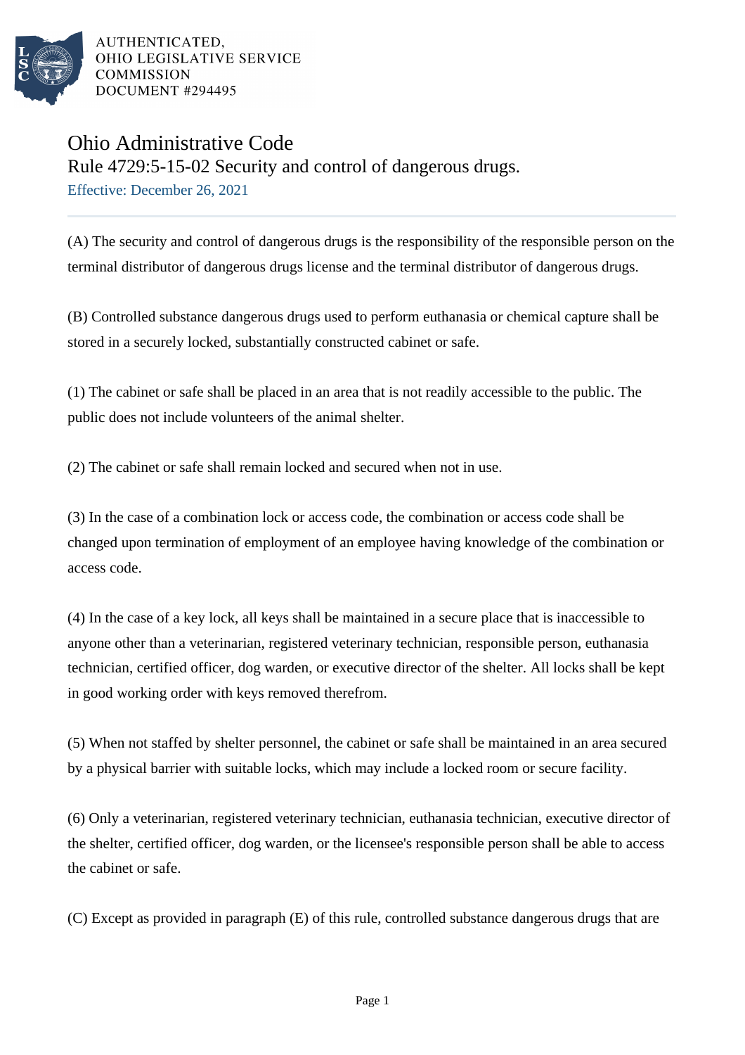AUTHENTICATED,
OHIO LEGISLATIVE SERVICE
COMMISSION
DOCUMENT #294495

# Ohio Administrative Code

## Rule 4729:5-15-02 Security and control of dangerous drugs.

Effective: December 26, 2021

(A) The security and control of dangerous drugs is the responsibility of the responsible person on the terminal distributor of dangerous drugs license and the terminal distributor of dangerous drugs.

(B) Controlled substance dangerous drugs used to perform euthanasia or chemical capture shall be stored in a securely locked, substantially constructed cabinet or safe.

(1) The cabinet or safe shall be placed in an area that is not readily accessible to the public. The public does not include volunteers of the animal shelter.

(2) The cabinet or safe shall remain locked and secured when not in use.

(3) In the case of a combination lock or access code, the combination or access code shall be changed upon termination of employment of an employee having knowledge of the combination or access code.

(4) In the case of a key lock, all keys shall be maintained in a secure place that is inaccessible to anyone other than a veterinarian, registered veterinary technician, responsible person, euthanasia technician, certified officer, dog warden, or executive director of the shelter. All locks shall be kept in good working order with keys removed therefrom.

(5) When not staffed by shelter personnel, the cabinet or safe shall be maintained in an area secured by a physical barrier with suitable locks, which may include a locked room or secure facility.

(6) Only a veterinarian, registered veterinary technician, euthanasia technician, executive director of the shelter, certified officer, dog warden, or the licensee's responsible person shall be able to access the cabinet or safe.

(C) Except as provided in paragraph (E) of this rule, controlled substance dangerous drugs that are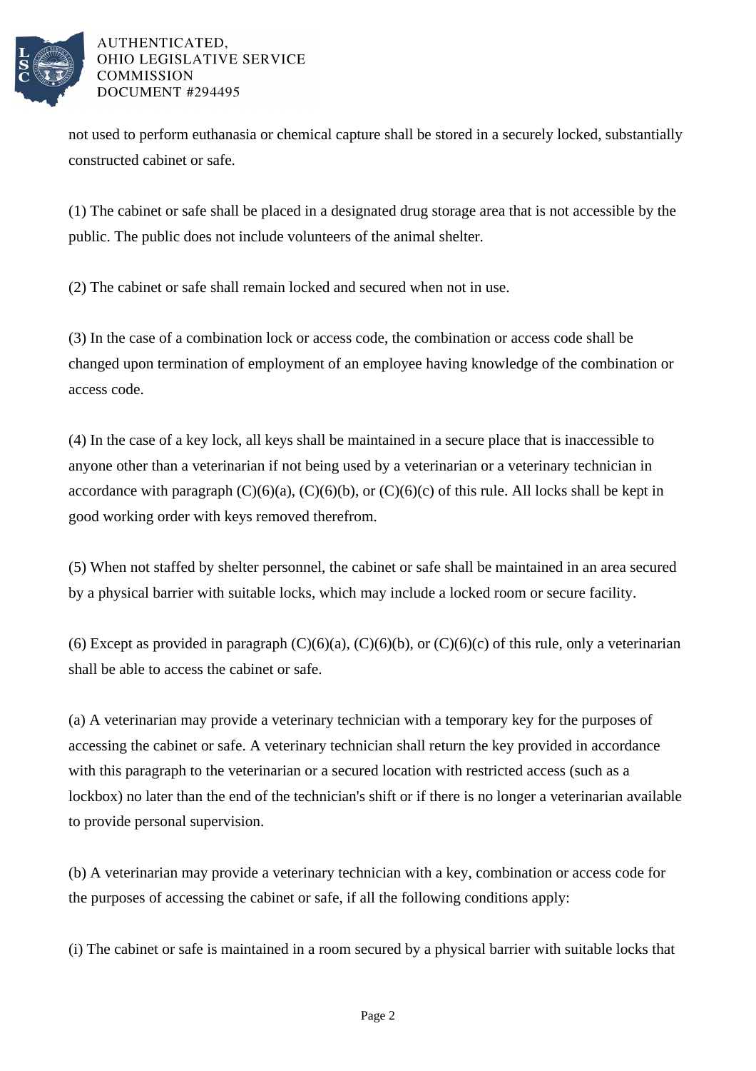not used to perform euthanasia or chemical capture shall be stored in a securely locked, substantially constructed cabinet or safe.

(1) The cabinet or safe shall be placed in a designated drug storage area that is not accessible by the public. The public does not include volunteers of the animal shelter.

(2) The cabinet or safe shall remain locked and secured when not in use.

(3) In the case of a combination lock or access code, the combination or access code shall be changed upon termination of employment of an employee having knowledge of the combination or access code.

(4) In the case of a key lock, all keys shall be maintained in a secure place that is inaccessible to anyone other than a veterinarian if not being used by a veterinarian or a veterinary technician in accordance with paragraph (C)(6)(a), (C)(6)(b), or (C)(6)(c) of this rule. All locks shall be kept in good working order with keys removed therefrom.

(5) When not staffed by shelter personnel, the cabinet or safe shall be maintained in an area secured by a physical barrier with suitable locks, which may include a locked room or secure facility.

(6) Except as provided in paragraph (C)(6)(a), (C)(6)(b), or (C)(6)(c) of this rule, only a veterinarian shall be able to access the cabinet or safe.

(a) A veterinarian may provide a veterinary technician with a temporary key for the purposes of accessing the cabinet or safe. A veterinary technician shall return the key provided in accordance with this paragraph to the veterinarian or a secured location with restricted access (such as a lockbox) no later than the end of the technician's shift or if there is no longer a veterinarian available to provide personal supervision.

(b) A veterinarian may provide a veterinary technician with a key, combination or access code for the purposes of accessing the cabinet or safe, if all the following conditions apply:

(i) The cabinet or safe is maintained in a room secured by a physical barrier with suitable locks that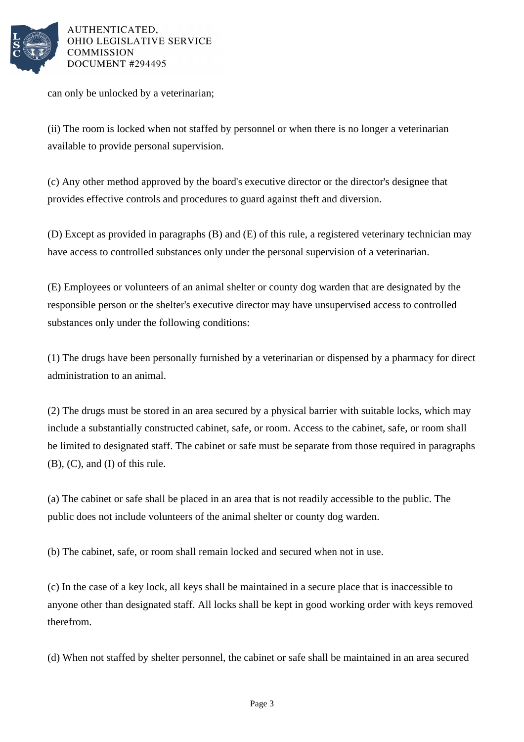can only be unlocked by a veterinarian;

(ii) The room is locked when not staffed by personnel or when there is no longer a veterinarian available to provide personal supervision.

(c) Any other method approved by the board's executive director or the director's designee that provides effective controls and procedures to guard against theft and diversion.

(D) Except as provided in paragraphs (B) and (E) of this rule, a registered veterinary technician may have access to controlled substances only under the personal supervision of a veterinarian.

(E) Employees or volunteers of an animal shelter or county dog warden that are designated by the responsible person or the shelter's executive director may have unsupervised access to controlled substances only under the following conditions:

(1) The drugs have been personally furnished by a veterinarian or dispensed by a pharmacy for direct administration to an animal.

(2) The drugs must be stored in an area secured by a physical barrier with suitable locks, which may include a substantially constructed cabinet, safe, or room. Access to the cabinet, safe, or room shall be limited to designated staff. The cabinet or safe must be separate from those required in paragraphs (B), (C), and (I) of this rule.

(a) The cabinet or safe shall be placed in an area that is not readily accessible to the public. The public does not include volunteers of the animal shelter or county dog warden.

(b) The cabinet, safe, or room shall remain locked and secured when not in use.

(c) In the case of a key lock, all keys shall be maintained in a secure place that is inaccessible to anyone other than designated staff. All locks shall be kept in good working order with keys removed therefrom.

(d) When not staffed by shelter personnel, the cabinet or safe shall be maintained in an area secured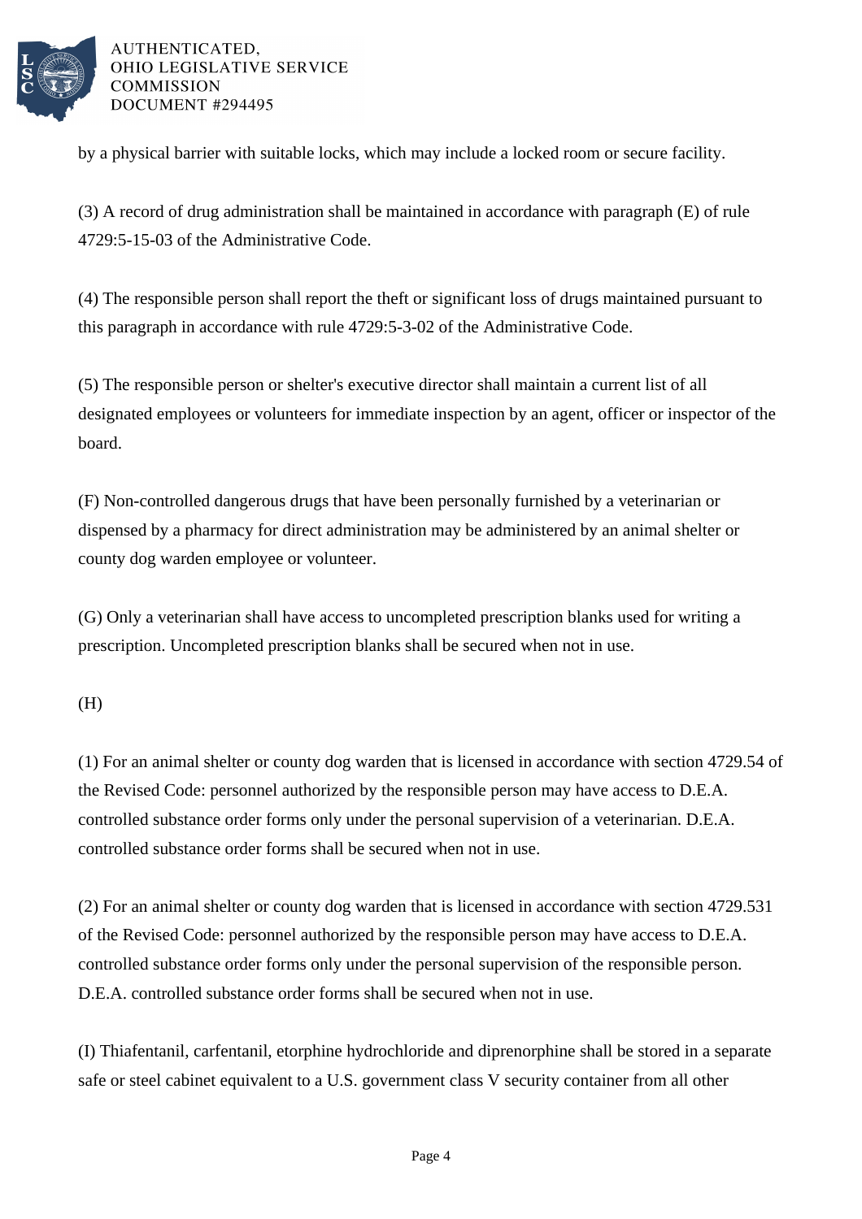by a physical barrier with suitable locks, which may include a locked room or secure facility.

(3) A record of drug administration shall be maintained in accordance with paragraph (E) of rule 4729:5-15-03 of the Administrative Code.

(4) The responsible person shall report the theft or significant loss of drugs maintained pursuant to this paragraph in accordance with rule 4729:5-3-02 of the Administrative Code.

(5) The responsible person or shelter's executive director shall maintain a current list of all designated employees or volunteers for immediate inspection by an agent, officer or inspector of the board.

(F) Non-controlled dangerous drugs that have been personally furnished by a veterinarian or dispensed by a pharmacy for direct administration may be administered by an animal shelter or county dog warden employee or volunteer.

(G) Only a veterinarian shall have access to uncompleted prescription blanks used for writing a prescription. Uncompleted prescription blanks shall be secured when not in use.

(H)

(1) For an animal shelter or county dog warden that is licensed in accordance with section 4729.54 of the Revised Code: personnel authorized by the responsible person may have access to D.E.A. controlled substance order forms only under the personal supervision of a veterinarian. D.E.A. controlled substance order forms shall be secured when not in use.

(2) For an animal shelter or county dog warden that is licensed in accordance with section 4729.531 of the Revised Code: personnel authorized by the responsible person may have access to D.E.A. controlled substance order forms only under the personal supervision of the responsible person. D.E.A. controlled substance order forms shall be secured when not in use.

(I) Thiafentanil, carfentanil, etorphine hydrochloride and diprenorphine shall be stored in a separate safe or steel cabinet equivalent to a U.S. government class V security container from all other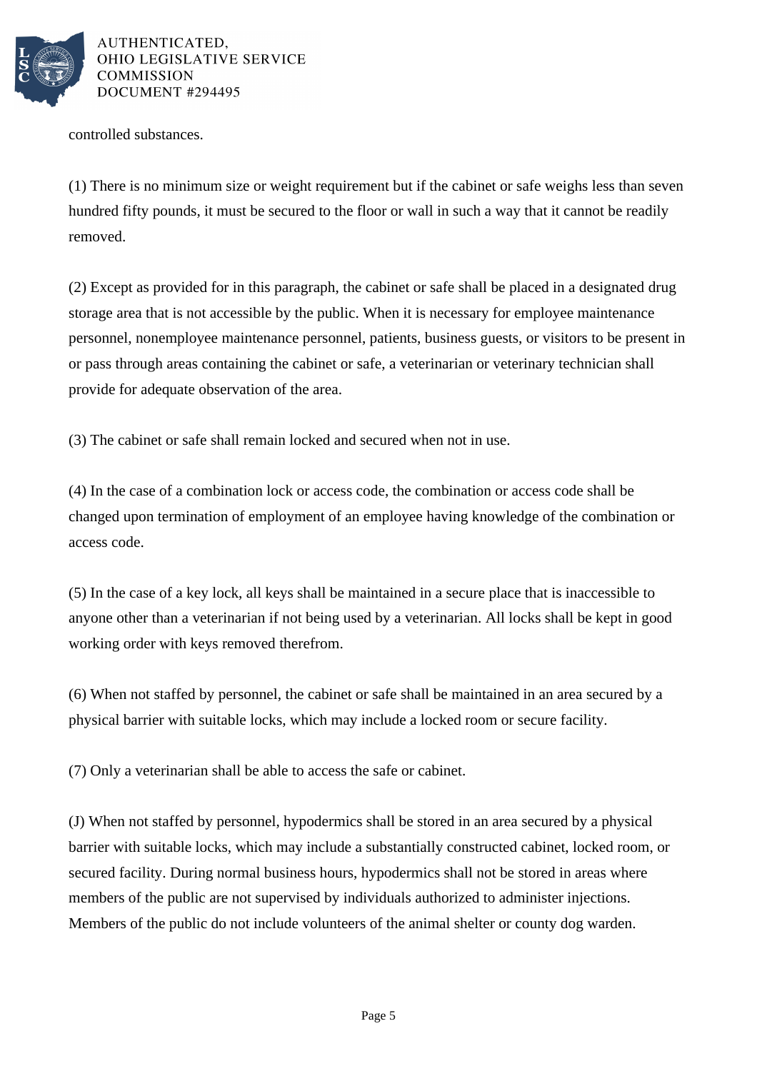controlled substances.

(1) There is no minimum size or weight requirement but if the cabinet or safe weighs less than seven hundred fifty pounds, it must be secured to the floor or wall in such a way that it cannot be readily removed.

(2) Except as provided for in this paragraph, the cabinet or safe shall be placed in a designated drug storage area that is not accessible by the public. When it is necessary for employee maintenance personnel, nonemployee maintenance personnel, patients, business guests, or visitors to be present in or pass through areas containing the cabinet or safe, a veterinarian or veterinary technician shall provide for adequate observation of the area.

(3) The cabinet or safe shall remain locked and secured when not in use.

(4) In the case of a combination lock or access code, the combination or access code shall be changed upon termination of employment of an employee having knowledge of the combination or access code.

(5) In the case of a key lock, all keys shall be maintained in a secure place that is inaccessible to anyone other than a veterinarian if not being used by a veterinarian. All locks shall be kept in good working order with keys removed therefrom.

(6) When not staffed by personnel, the cabinet or safe shall be maintained in an area secured by a physical barrier with suitable locks, which may include a locked room or secure facility.

(7) Only a veterinarian shall be able to access the safe or cabinet.

(J) When not staffed by personnel, hypodermics shall be stored in an area secured by a physical barrier with suitable locks, which may include a substantially constructed cabinet, locked room, or secured facility. During normal business hours, hypodermics shall not be stored in areas where members of the public are not supervised by individuals authorized to administer injections. Members of the public do not include volunteers of the animal shelter or county dog warden.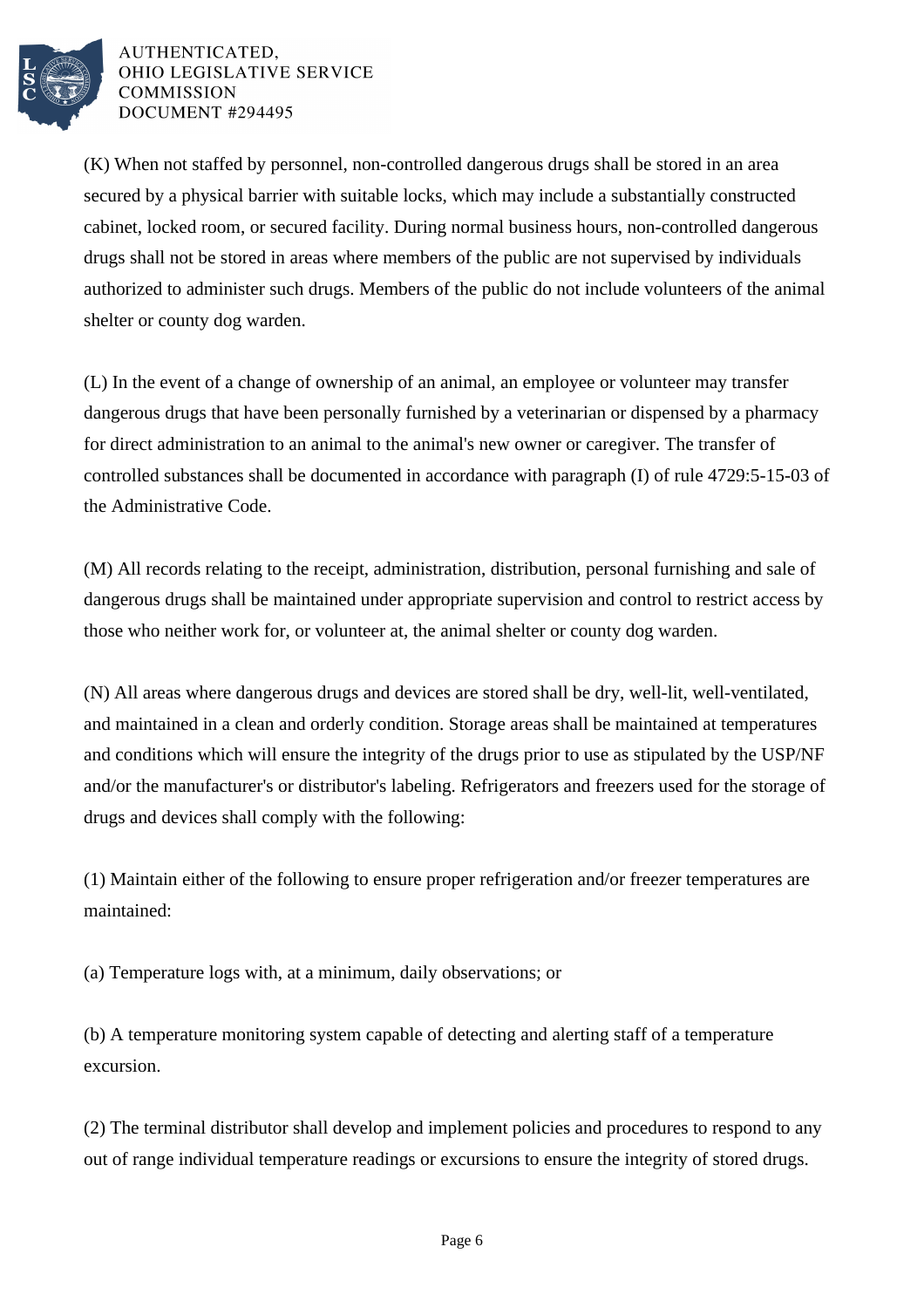(K) When not staffed by personnel, non-controlled dangerous drugs shall be stored in an area secured by a physical barrier with suitable locks, which may include a substantially constructed cabinet, locked room, or secured facility. During normal business hours, non-controlled dangerous drugs shall not be stored in areas where members of the public are not supervised by individuals authorized to administer such drugs. Members of the public do not include volunteers of the animal shelter or county dog warden.

(L) In the event of a change of ownership of an animal, an employee or volunteer may transfer dangerous drugs that have been personally furnished by a veterinarian or dispensed by a pharmacy for direct administration to an animal to the animal's new owner or caregiver. The transfer of controlled substances shall be documented in accordance with paragraph (I) of rule 4729:5-15-03 of the Administrative Code.

(M) All records relating to the receipt, administration, distribution, personal furnishing and sale of dangerous drugs shall be maintained under appropriate supervision and control to restrict access by those who neither work for, or volunteer at, the animal shelter or county dog warden.

(N) All areas where dangerous drugs and devices are stored shall be dry, well-lit, well-ventilated, and maintained in a clean and orderly condition. Storage areas shall be maintained at temperatures and conditions which will ensure the integrity of the drugs prior to use as stipulated by the USP/NF and/or the manufacturer's or distributor's labeling. Refrigerators and freezers used for the storage of drugs and devices shall comply with the following:

(1) Maintain either of the following to ensure proper refrigeration and/or freezer temperatures are maintained:

(a) Temperature logs with, at a minimum, daily observations; or

(b) A temperature monitoring system capable of detecting and alerting staff of a temperature excursion.

(2) The terminal distributor shall develop and implement policies and procedures to respond to any out of range individual temperature readings or excursions to ensure the integrity of stored drugs.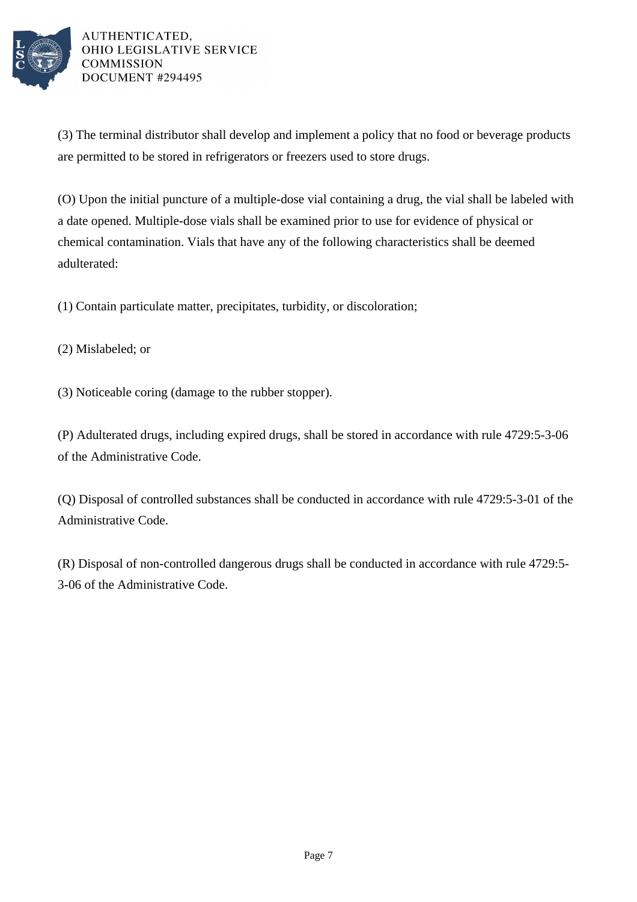(3) The terminal distributor shall develop and implement a policy that no food or beverage products are permitted to be stored in refrigerators or freezers used to store drugs.

(O) Upon the initial puncture of a multiple-dose vial containing a drug, the vial shall be labeled with a date opened. Multiple-dose vials shall be examined prior to use for evidence of physical or chemical contamination. Vials that have any of the following characteristics shall be deemed adulterated:

(1) Contain particulate matter, precipitates, turbidity, or discoloration;

(2) Mislabeled; or

(3) Noticeable coring (damage to the rubber stopper).

(P) Adulterated drugs, including expired drugs, shall be stored in accordance with rule 4729:5-3-06 of the Administrative Code.

(Q) Disposal of controlled substances shall be conducted in accordance with rule 4729:5-3-01 of the Administrative Code.

(R) Disposal of non-controlled dangerous drugs shall be conducted in accordance with rule 4729:5-3-06 of the Administrative Code.